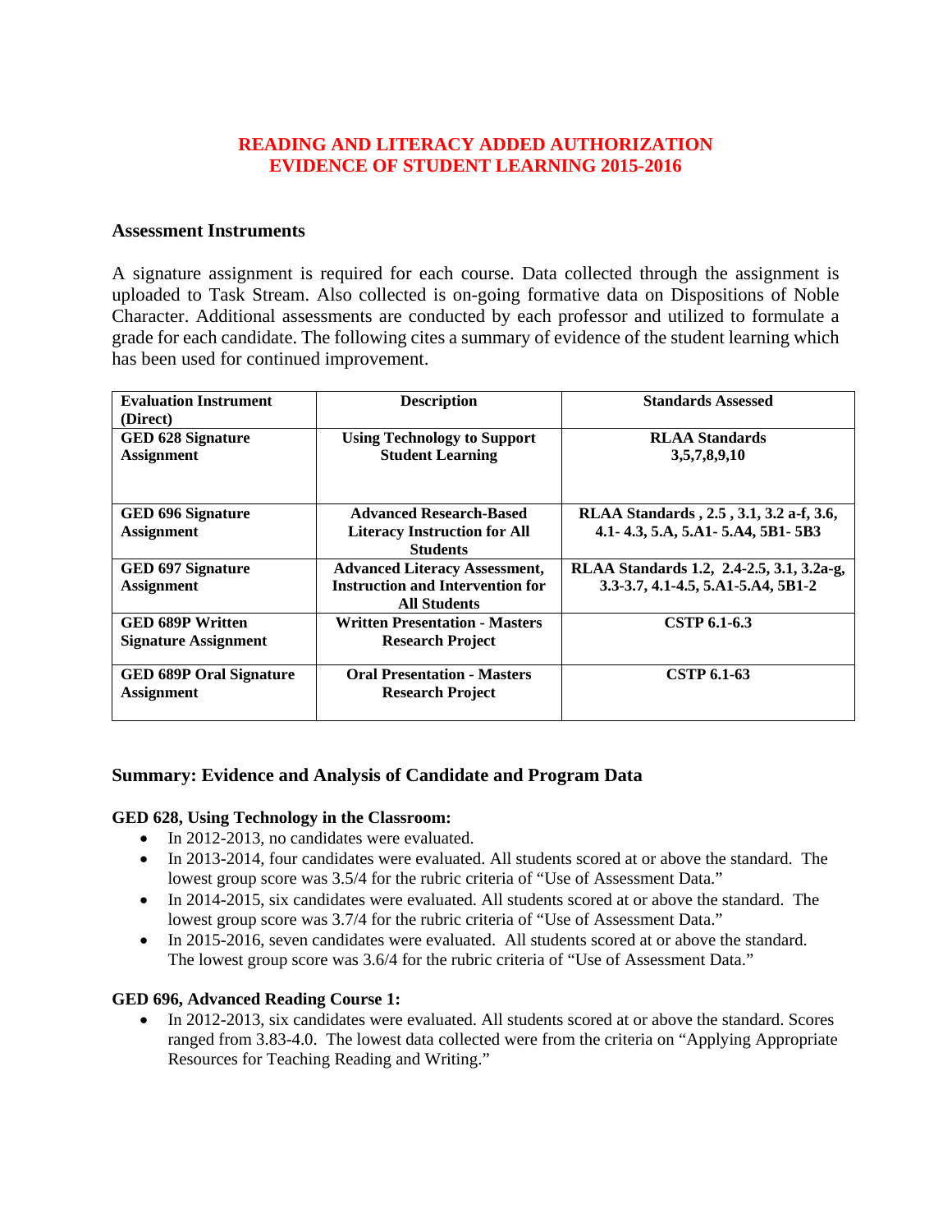# READING AND LITERACY ADDED AUTHORIZATION
# EVIDENCE OF STUDENT LEARNING 2015-2016

## Assessment Instruments

A signature assignment is required for each course. Data collected through the assignment is uploaded to Task Stream. Also collected is on-going formative data on Dispositions of Noble Character. Additional assessments are conducted by each professor and utilized to formulate a grade for each candidate. The following cites a summary of evidence of the student learning which has been used for continued improvement.

| Evaluation Instrument (Direct) | Description | Standards Assessed |
|---|---|---|
| **GED 628 Signature Assignment** | **Using Technology to Support Student Learning** | **RLAA Standards 3,5,7,8,9,10** |
| **GED 696 Signature Assignment** | **Advanced Research-Based Literacy Instruction for All Students** | **RLAA Standards , 2.5 , 3.1, 3.2 a-f, 3.6, 4.1- 4.3, 5.A, 5.A1- 5.A4, 5B1- 5B3** |
| **GED 697 Signature Assignment** | **Advanced Literacy Assessment, Instruction and Intervention for All Students** | **RLAA Standards 1.2, 2.4-2.5, 3.1, 3.2a-g, 3.3-3.7, 4.1-4.5, 5.A1-5.A4, 5B1-2** |
| **GED 689P Written Signature Assignment** | **Written Presentation - Masters Research Project** | **CSTP 6.1-6.3** |
| **GED 689P Oral Signature Assignment** | **Oral Presentation - Masters Research Project** | **CSTP 6.1-63** |

## Summary: Evidence and Analysis of Candidate and Program Data

**GED 628, Using Technology in the Classroom:**

- In 2012-2013, no candidates were evaluated.
- In 2013-2014, four candidates were evaluated. All students scored at or above the standard. The lowest group score was 3.5/4 for the rubric criteria of "Use of Assessment Data."
- In 2014-2015, six candidates were evaluated. All students scored at or above the standard. The lowest group score was 3.7/4 for the rubric criteria of "Use of Assessment Data."
- In 2015-2016, seven candidates were evaluated. All students scored at or above the standard. The lowest group score was 3.6/4 for the rubric criteria of "Use of Assessment Data."

**GED 696, Advanced Reading Course 1:**

- In 2012-2013, six candidates were evaluated. All students scored at or above the standard. Scores ranged from 3.83-4.0. The lowest data collected were from the criteria on "Applying Appropriate Resources for Teaching Reading and Writing."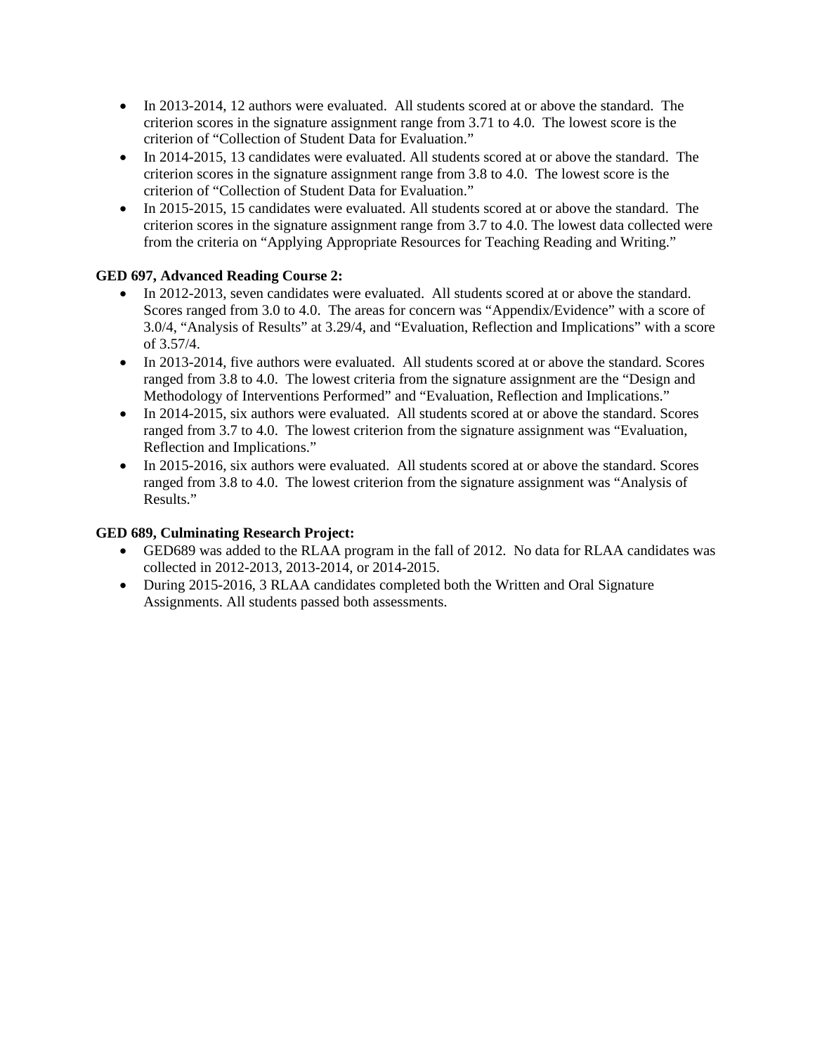- In 2013-2014, 12 authors were evaluated. All students scored at or above the standard. The criterion scores in the signature assignment range from 3.71 to 4.0. The lowest score is the criterion of "Collection of Student Data for Evaluation."
- In 2014-2015, 13 candidates were evaluated. All students scored at or above the standard. The criterion scores in the signature assignment range from 3.8 to 4.0. The lowest score is the criterion of "Collection of Student Data for Evaluation."
- In 2015-2015, 15 candidates were evaluated. All students scored at or above the standard. The criterion scores in the signature assignment range from 3.7 to 4.0. The lowest data collected were from the criteria on "Applying Appropriate Resources for Teaching Reading and Writing."

**GED 697, Advanced Reading Course 2:**

- In 2012-2013, seven candidates were evaluated. All students scored at or above the standard. Scores ranged from 3.0 to 4.0. The areas for concern was "Appendix/Evidence" with a score of 3.0/4, "Analysis of Results" at 3.29/4, and "Evaluation, Reflection and Implications" with a score of 3.57/4.
- In 2013-2014, five authors were evaluated. All students scored at or above the standard. Scores ranged from 3.8 to 4.0. The lowest criteria from the signature assignment are the "Design and Methodology of Interventions Performed" and "Evaluation, Reflection and Implications."
- In 2014-2015, six authors were evaluated. All students scored at or above the standard. Scores ranged from 3.7 to 4.0. The lowest criterion from the signature assignment was "Evaluation, Reflection and Implications."
- In 2015-2016, six authors were evaluated. All students scored at or above the standard. Scores ranged from 3.8 to 4.0. The lowest criterion from the signature assignment was "Analysis of Results."

**GED 689, Culminating Research Project:**

- GED689 was added to the RLAA program in the fall of 2012. No data for RLAA candidates was collected in 2012-2013, 2013-2014, or 2014-2015.
- During 2015-2016, 3 RLAA candidates completed both the Written and Oral Signature Assignments. All students passed both assessments.